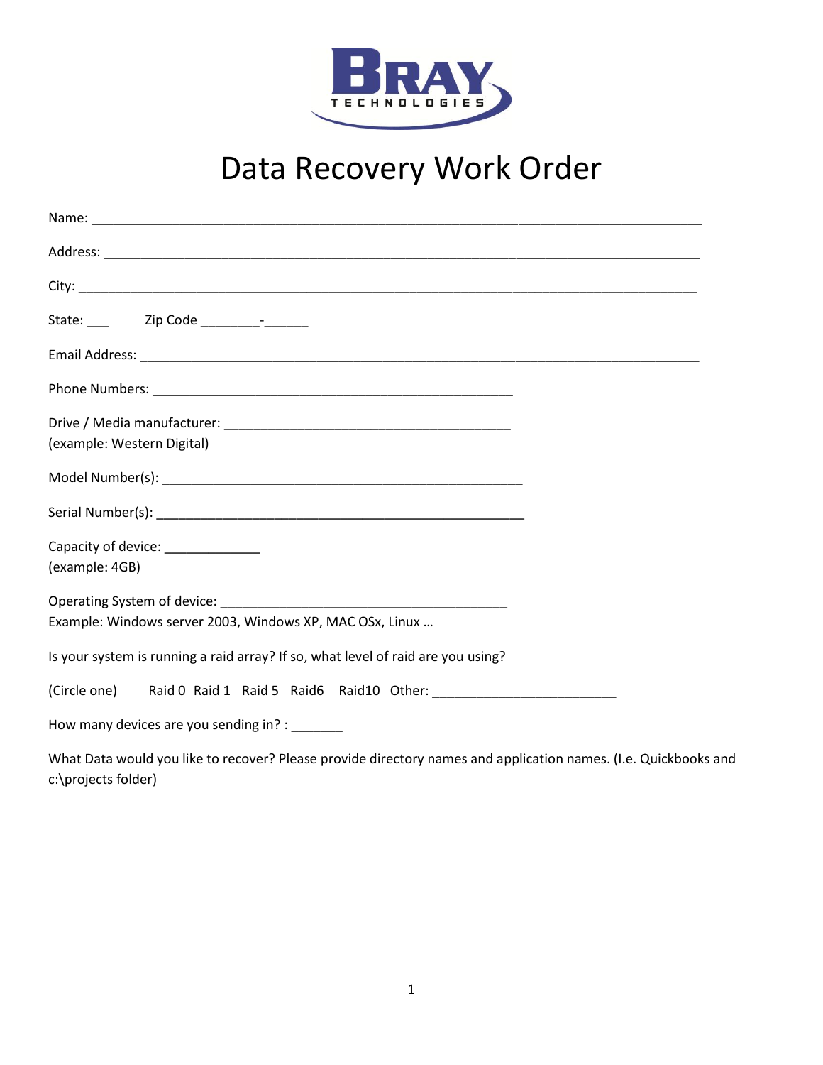BRAY TECHNOLOGIES

# Data Recovery Work Order

Name: ___________________________________________________________________________________

Address: _________________________________________________________________________________

City: ____________________________________________________________________________________

State: ___ Zip Code ________-______

Email Address: ____________________________________________________________________________

Phone Numbers: _______________________________________________

Drive / Media manufacturer: _____________________________________
(example: Western Digital)

Model Number(s): _______________________________________________

Serial Number(s): _______________________________________________

Capacity of device: _____________
(example: 4GB)

Operating System of device: _____________________________________
Example: Windows server 2003, Windows XP, MAC OSx, Linux …

Is your system is running a raid array? If so, what level of raid are you using?

(Circle one) Raid 0 Raid 1 Raid 5 Raid6 Raid10 Other: ________________________

How many devices are you sending in? : _______

What Data would you like to recover? Please provide directory names and application names. (I.e. Quickbooks and c:\projects folder)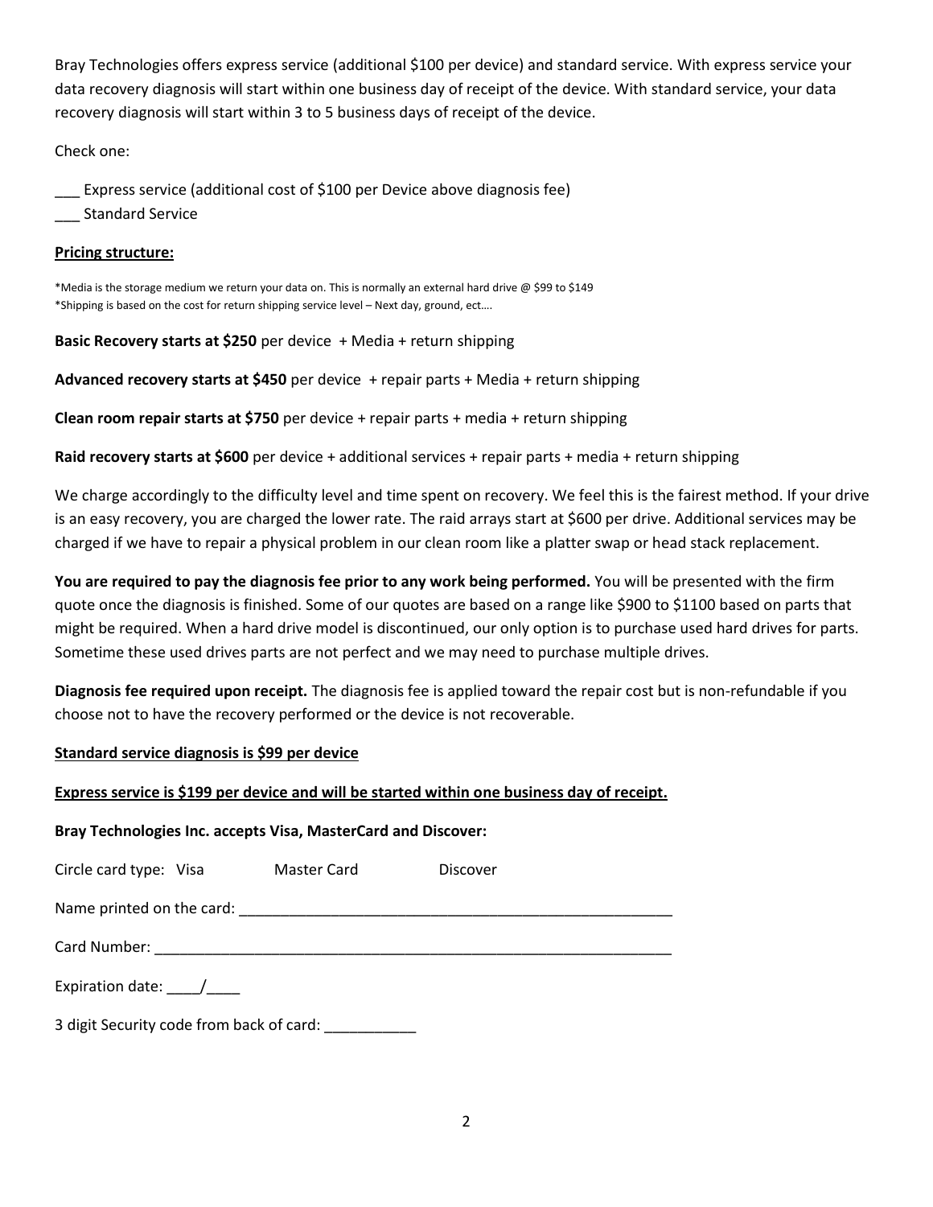Bray Technologies offers express service (additional $100 per device) and standard service. With express service your data recovery diagnosis will start within one business day of receipt of the device. With standard service, your data recovery diagnosis will start within 3 to 5 business days of receipt of the device.

Check one:

___ Express service (additional cost of $100 per Device above diagnosis fee)
___ Standard Service

**Pricing structure:**

*Media is the storage medium we return your data on. This is normally an external hard drive @ $99 to $149
*Shipping is based on the cost for return shipping service level – Next day, ground, ect….

**Basic Recovery starts at $250** per device + Media + return shipping

**Advanced recovery starts at $450** per device + repair parts + Media + return shipping

**Clean room repair starts at $750** per device + repair parts + media + return shipping

**Raid recovery starts at $600** per device + additional services + repair parts + media + return shipping

We charge accordingly to the difficulty level and time spent on recovery. We feel this is the fairest method. If your drive is an easy recovery, you are charged the lower rate. The raid arrays start at $600 per drive. Additional services may be charged if we have to repair a physical problem in our clean room like a platter swap or head stack replacement.

**You are required to pay the diagnosis fee prior to any work being performed.** You will be presented with the firm quote once the diagnosis is finished. Some of our quotes are based on a range like $900 to $1100 based on parts that might be required. When a hard drive model is discontinued, our only option is to purchase used hard drives for parts. Sometime these used drives parts are not perfect and we may need to purchase multiple drives.

**Diagnosis fee required upon receipt.** The diagnosis fee is applied toward the repair cost but is non-refundable if you choose not to have the recovery performed or the device is not recoverable.

**Standard service diagnosis is $99 per device**

**Express service is $199 per device and will be started within one business day of receipt.**

**Bray Technologies Inc. accepts Visa, MasterCard and Discover:**

Circle card type: Visa Master Card Discover

Name printed on the card: ______________________________________________________

Card Number: _________________________________________________________________

Expiration date: ____/____

3 digit Security code from back of card: ___________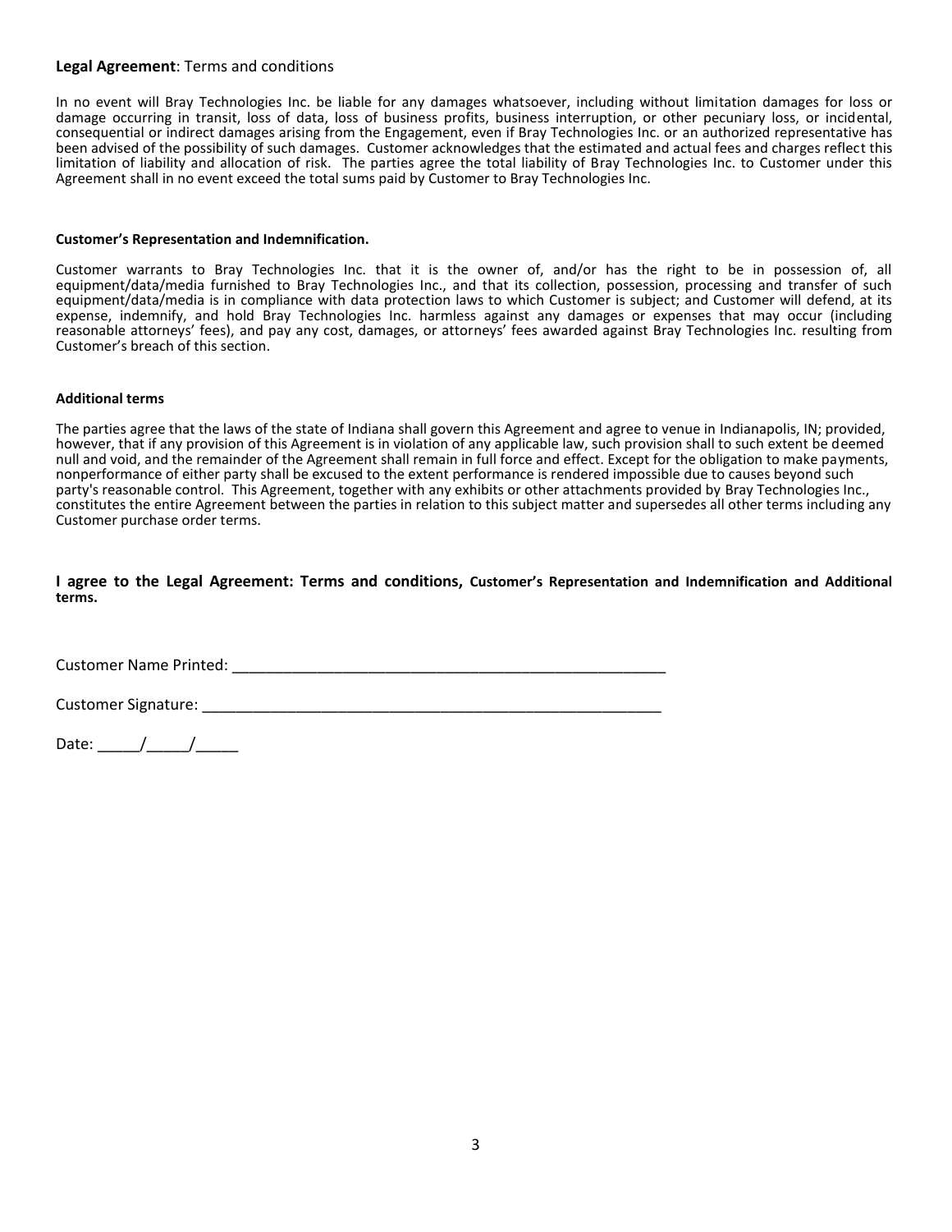**Legal Agreement**: Terms and conditions

In no event will Bray Technologies Inc. be liable for any damages whatsoever, including without limitation damages for loss or damage occurring in transit, loss of data, loss of business profits, business interruption, or other pecuniary loss, or incidental, consequential or indirect damages arising from the Engagement, even if Bray Technologies Inc. or an authorized representative has been advised of the possibility of such damages. Customer acknowledges that the estimated and actual fees and charges reflect this limitation of liability and allocation of risk. The parties agree the total liability of Bray Technologies Inc. to Customer under this Agreement shall in no event exceed the total sums paid by Customer to Bray Technologies Inc.

**Customer's Representation and Indemnification.**

Customer warrants to Bray Technologies Inc. that it is the owner of, and/or has the right to be in possession of, all equipment/data/media furnished to Bray Technologies Inc., and that its collection, possession, processing and transfer of such equipment/data/media is in compliance with data protection laws to which Customer is subject; and Customer will defend, at its expense, indemnify, and hold Bray Technologies Inc. harmless against any damages or expenses that may occur (including reasonable attorneys' fees), and pay any cost, damages, or attorneys' fees awarded against Bray Technologies Inc. resulting from Customer's breach of this section.

**Additional terms**

The parties agree that the laws of the state of Indiana shall govern this Agreement and agree to venue in Indianapolis, IN; provided, however, that if any provision of this Agreement is in violation of any applicable law, such provision shall to such extent be deemed null and void, and the remainder of the Agreement shall remain in full force and effect. Except for the obligation to make payments, nonperformance of either party shall be excused to the extent performance is rendered impossible due to causes beyond such party's reasonable control. This Agreement, together with any exhibits or other attachments provided by Bray Technologies Inc., constitutes the entire Agreement between the parties in relation to this subject matter and supersedes all other terms including any Customer purchase order terms.

**I agree to the Legal Agreement: Terms and conditions, Customer's Representation and Indemnification and Additional terms.**

Customer Name Printed: ____________________________________________________

Customer Signature: _______________________________________________________

Date: _____/_____/_____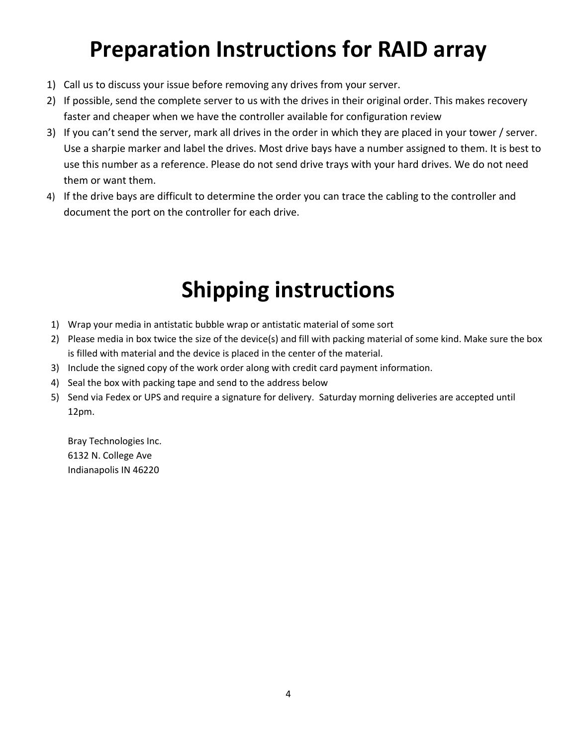# Preparation Instructions for RAID array

1) Call us to discuss your issue before removing any drives from your server.
2) If possible, send the complete server to us with the drives in their original order. This makes recovery faster and cheaper when we have the controller available for configuration review
3) If you can't send the server, mark all drives in the order in which they are placed in your tower / server. Use a sharpie marker and label the drives. Most drive bays have a number assigned to them. It is best to use this number as a reference. Please do not send drive trays with your hard drives. We do not need them or want them.
4) If the drive bays are difficult to determine the order you can trace the cabling to the controller and document the port on the controller for each drive.

# Shipping instructions

1) Wrap your media in antistatic bubble wrap or antistatic material of some sort
2) Please media in box twice the size of the device(s) and fill with packing material of some kind. Make sure the box is filled with material and the device is placed in the center of the material.
3) Include the signed copy of the work order along with credit card payment information.
4) Seal the box with packing tape and send to the address below
5) Send via Fedex or UPS and require a signature for delivery. Saturday morning deliveries are accepted until 12pm.

   Bray Technologies Inc.
   6132 N. College Ave
   Indianapolis IN 46220